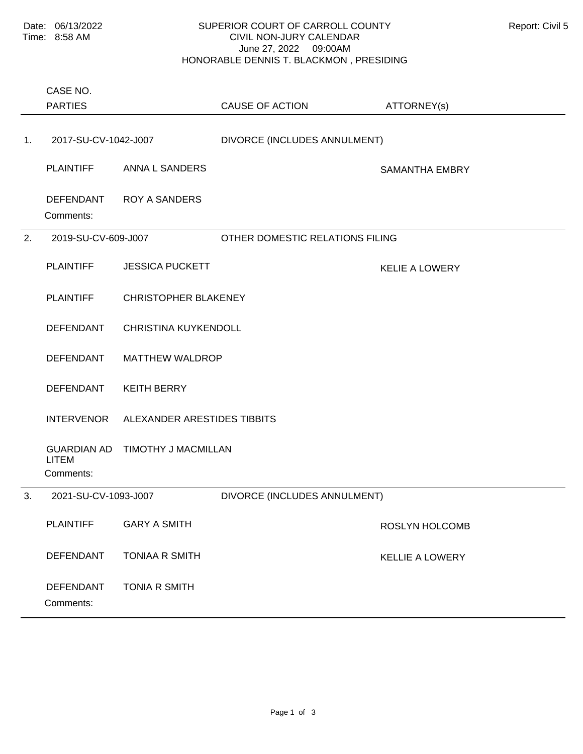Date: 06/13/2022
Time: 8:58 AM

# SUPERIOR COURT OF CARROLL COUNTY
## CIVIL NON-JURY CALENDAR
June 27, 2022 09:00AM
HONORABLE DENNIS T. BLACKMON , PRESIDING

Report: Civil 5

| | CASE NO. / PARTIES | | CAUSE OF ACTION | ATTORNEY(s) |
|---|---|---|---|---|
| 1. | 2017-SU-CV-1042-J007 | | DIVORCE (INCLUDES ANNULMENT) | |
| | PLAINTIFF | ANNA L SANDERS | | SAMANTHA EMBRY |
| | DEFENDANT | ROY A SANDERS | | |
| | Comments: | | | |
| 2. | 2019-SU-CV-609-J007 | | OTHER DOMESTIC RELATIONS FILING | |
| | PLAINTIFF | JESSICA PUCKETT | | KELIE A LOWERY |
| | PLAINTIFF | CHRISTOPHER BLAKENEY | | |
| | DEFENDANT | CHRISTINA KUYKENDOLL | | |
| | DEFENDANT | MATTHEW WALDROP | | |
| | DEFENDANT | KEITH BERRY | | |
| | INTERVENOR | ALEXANDER ARESTIDES TIBBITS | | |
| | GUARDIAN AD LITEM | TIMOTHY J MACMILLAN | | |
| | Comments: | | | |
| 3. | 2021-SU-CV-1093-J007 | | DIVORCE (INCLUDES ANNULMENT) | |
| | PLAINTIFF | GARY A SMITH | | ROSLYN HOLCOMB |
| | DEFENDANT | TONIAA R SMITH | | KELLIE A LOWERY |
| | DEFENDANT | TONIA R SMITH | | |
| | Comments: | | | |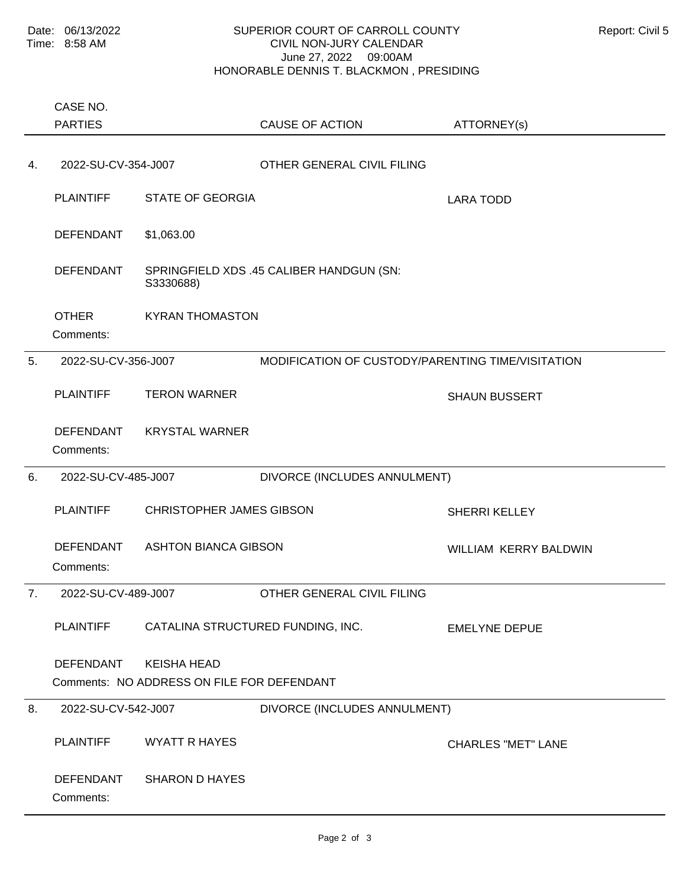Date: 06/13/2022
Time: 8:58 AM

SUPERIOR COURT OF CARROLL COUNTY
CIVIL NON-JURY CALENDAR
June 27, 2022 09:00AM
HONORABLE DENNIS T. BLACKMON , PRESIDING

Report: Civil 5

| CASE NO. / PARTIES | | CAUSE OF ACTION | ATTORNEY(s) |
|---|---|---|---|
| 4. 2022-SU-CV-354-J007 | | OTHER GENERAL CIVIL FILING | |
| PLAINTIFF | STATE OF GEORGIA | | LARA TODD |
| DEFENDANT | $1,063.00 | | |
| DEFENDANT | SPRINGFIELD XDS .45 CALIBER HANDGUN (SN: S3330688) | | |
| OTHER | KYRAN THOMASTON | | |
| Comments: | | | |
| 5. 2022-SU-CV-356-J007 | | MODIFICATION OF CUSTODY/PARENTING TIME/VISITATION | |
| PLAINTIFF | TERON WARNER | | SHAUN BUSSERT |
| DEFENDANT | KRYSTAL WARNER | | |
| Comments: | | | |
| 6. 2022-SU-CV-485-J007 | | DIVORCE (INCLUDES ANNULMENT) | |
| PLAINTIFF | CHRISTOPHER JAMES GIBSON | | SHERRI KELLEY |
| DEFENDANT | ASHTON BIANCA GIBSON | | WILLIAM KERRY BALDWIN |
| Comments: | | | |
| 7. 2022-SU-CV-489-J007 | | OTHER GENERAL CIVIL FILING | |
| PLAINTIFF | CATALINA STRUCTURED FUNDING, INC. | | EMELYNE DEPUE |
| DEFENDANT | KEISHA HEAD | | |
| Comments: NO ADDRESS ON FILE FOR DEFENDANT | | | |
| 8. 2022-SU-CV-542-J007 | | DIVORCE (INCLUDES ANNULMENT) | |
| PLAINTIFF | WYATT R HAYES | | CHARLES "MET" LANE |
| DEFENDANT | SHARON D HAYES | | |
| Comments: | | | |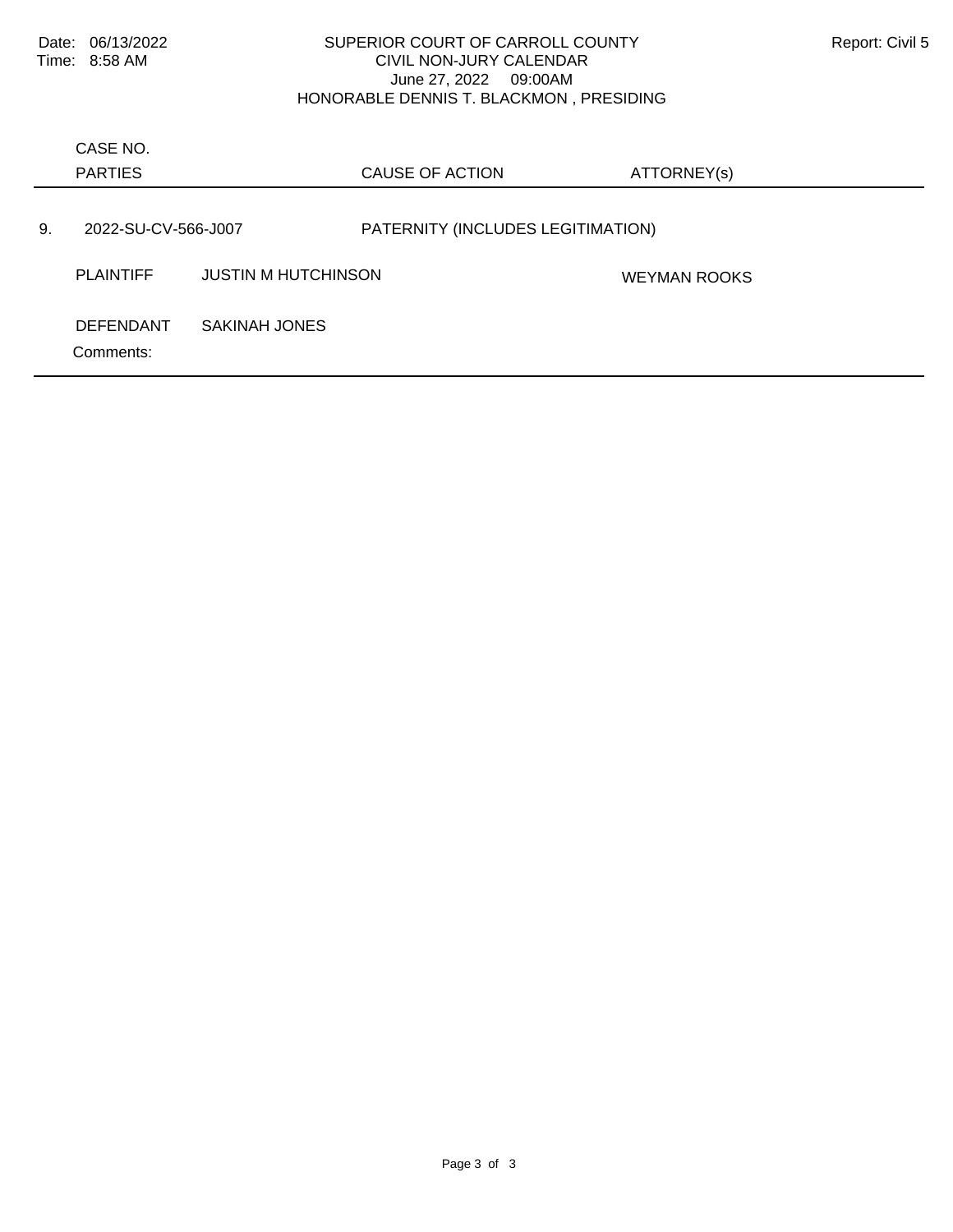Date: 06/13/2022
Time: 8:58 AM

# SUPERIOR COURT OF CARROLL COUNTY
## CIVIL NON-JURY CALENDAR
June 27, 2022 09:00AM
HONORABLE DENNIS T. BLACKMON , PRESIDING

Report: Civil 5

| | CASE NO. / PARTIES | | CAUSE OF ACTION | ATTORNEY(s) |
|---|---|---|---|---|
| 9. | 2022-SU-CV-566-J007 | | PATERNITY (INCLUDES LEGITIMATION) | |
| | PLAINTIFF | JUSTIN M HUTCHINSON | | WEYMAN ROOKS |
| | DEFENDANT | SAKINAH JONES | | |
| | Comments: | | | |